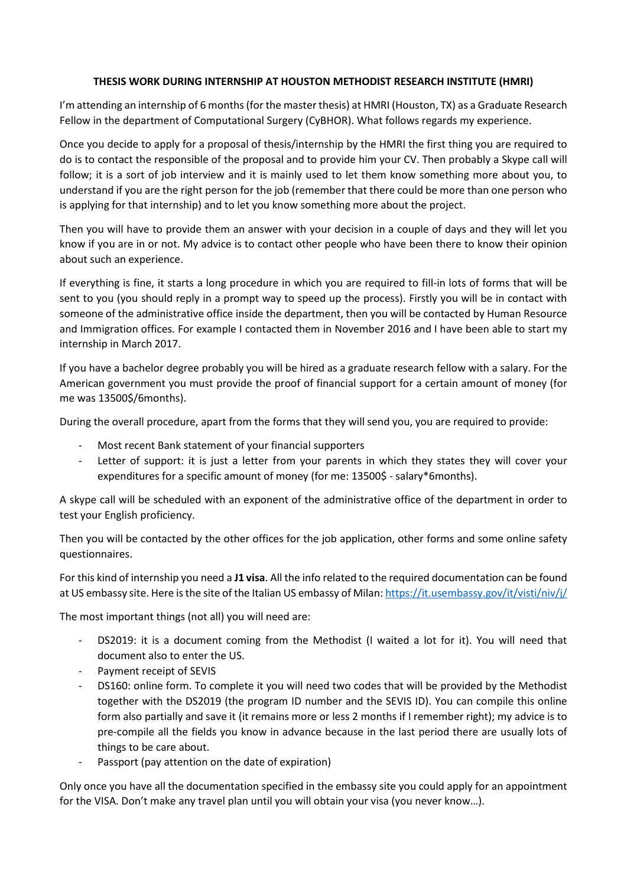# THESIS WORK DURING INTERNSHIP AT HOUSTON METHODIST RESEARCH INSTITUTE (HMRI)

I'm attending an internship of 6 months (for the master thesis) at HMRI (Houston, TX) as a Graduate Research Fellow in the department of Computational Surgery (CyBHOR). What follows regards my experience.

Once you decide to apply for a proposal of thesis/internship by the HMRI the first thing you are required to do is to contact the responsible of the proposal and to provide him your CV. Then probably a Skype call will follow; it is a sort of job interview and it is mainly used to let them know something more about you, to understand if you are the right person for the job (remember that there could be more than one person who is applying for that internship) and to let you know something more about the project.

Then you will have to provide them an answer with your decision in a couple of days and they will let you know if you are in or not. My advice is to contact other people who have been there to know their opinion about such an experience.

If everything is fine, it starts a long procedure in which you are required to fill-in lots of forms that will be sent to you (you should reply in a prompt way to speed up the process). Firstly you will be in contact with someone of the administrative office inside the department, then you will be contacted by Human Resource and Immigration offices. For example I contacted them in November 2016 and I have been able to start my internship in March 2017.

If you have a bachelor degree probably you will be hired as a graduate research fellow with a salary. For the American government you must provide the proof of financial support for a certain amount of money (for me was 13500$/6months).

During the overall procedure, apart from the forms that they will send you, you are required to provide:

- Most recent Bank statement of your financial supporters
- Letter of support: it is just a letter from your parents in which they states they will cover your expenditures for a specific amount of money (for me: 13500$ - salary*6months).

A skype call will be scheduled with an exponent of the administrative office of the department in order to test your English proficiency.

Then you will be contacted by the other offices for the job application, other forms and some online safety questionnaires.

For this kind of internship you need a **J1 visa**. All the info related to the required documentation can be found at US embassy site. Here is the site of the Italian US embassy of Milan: https://it.usembassy.gov/it/visti/niv/j/

The most important things (not all) you will need are:

- DS2019: it is a document coming from the Methodist (I waited a lot for it). You will need that document also to enter the US.
- Payment receipt of SEVIS
- DS160: online form. To complete it you will need two codes that will be provided by the Methodist together with the DS2019 (the program ID number and the SEVIS ID). You can compile this online form also partially and save it (it remains more or less 2 months if I remember right); my advice is to pre-compile all the fields you know in advance because in the last period there are usually lots of things to be care about.
- Passport (pay attention on the date of expiration)

Only once you have all the documentation specified in the embassy site you could apply for an appointment for the VISA. Don't make any travel plan until you will obtain your visa (you never know…).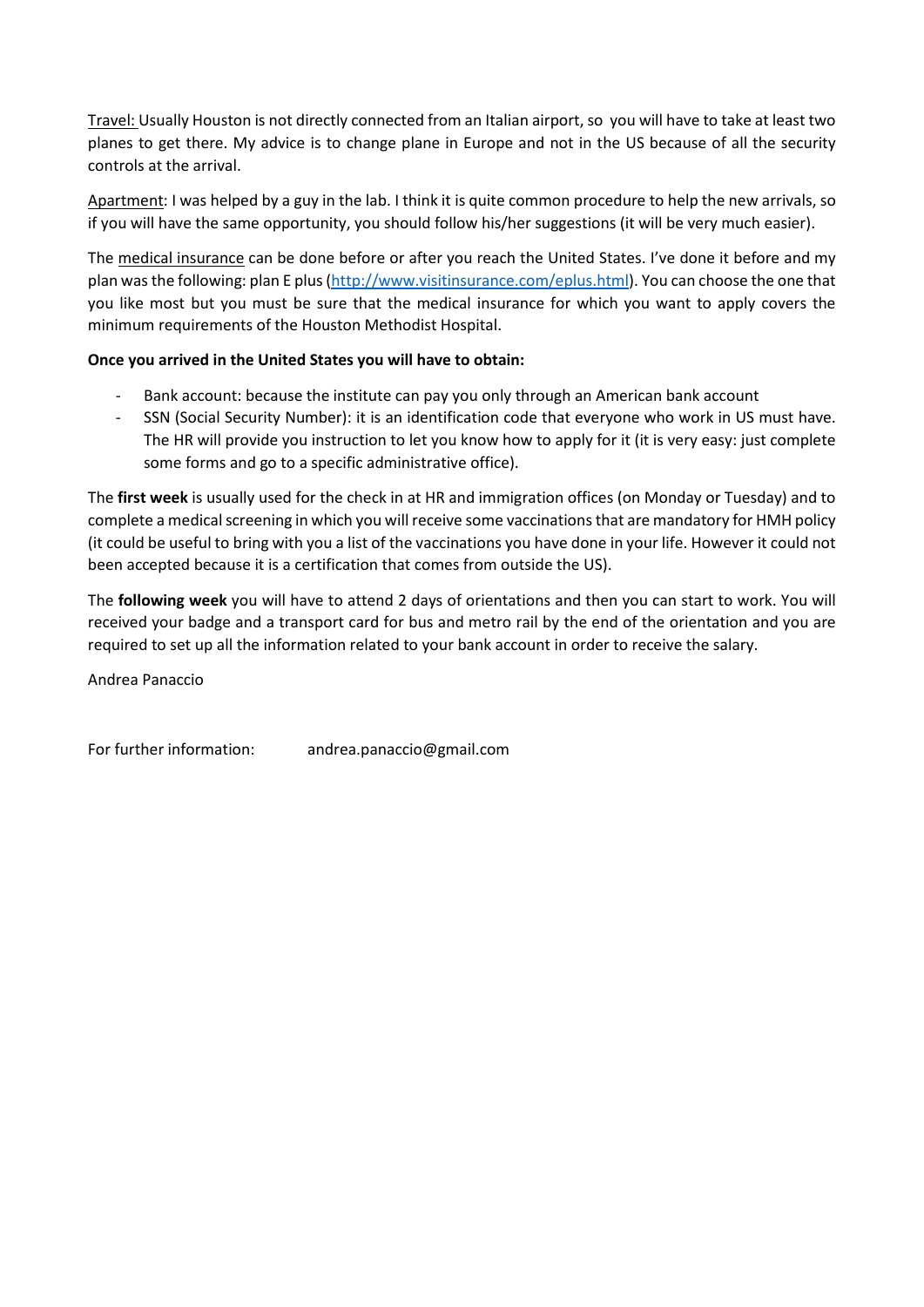Travel: Usually Houston is not directly connected from an Italian airport, so you will have to take at least two planes to get there. My advice is to change plane in Europe and not in the US because of all the security controls at the arrival.

Apartment: I was helped by a guy in the lab. I think it is quite common procedure to help the new arrivals, so if you will have the same opportunity, you should follow his/her suggestions (it will be very much easier).

The medical insurance can be done before or after you reach the United States. I've done it before and my plan was the following: plan E plus (http://www.visitinsurance.com/eplus.html). You can choose the one that you like most but you must be sure that the medical insurance for which you want to apply covers the minimum requirements of the Houston Methodist Hospital.

**Once you arrived in the United States you will have to obtain:**

- Bank account: because the institute can pay you only through an American bank account
- SSN (Social Security Number): it is an identification code that everyone who work in US must have. The HR will provide you instruction to let you know how to apply for it (it is very easy: just complete some forms and go to a specific administrative office).

The **first week** is usually used for the check in at HR and immigration offices (on Monday or Tuesday) and to complete a medical screening in which you will receive some vaccinations that are mandatory for HMH policy (it could be useful to bring with you a list of the vaccinations you have done in your life. However it could not been accepted because it is a certification that comes from outside the US).

The **following week** you will have to attend 2 days of orientations and then you can start to work. You will received your badge and a transport card for bus and metro rail by the end of the orientation and you are required to set up all the information related to your bank account in order to receive the salary.

Andrea Panaccio

For further information: andrea.panaccio@gmail.com